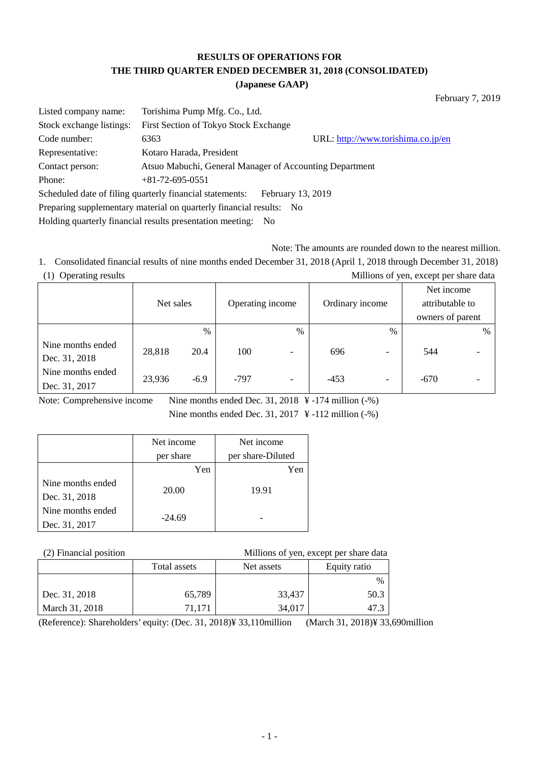# RESULTS OF OPERATIONS FOR THE THIRD QUARTER ENDED DECEMBER 31, 2018 (CONSOLIDATED) (Japanese GAAP)

February 7, 2019

Listed company name: Torishima Pump Mfg. Co., Ltd.
Stock exchange listings: First Section of Tokyo Stock Exchange
Code number: 6363 URL: http://www.torishima.co.jp/en
Representative: Kotaro Harada, President
Contact person: Atsuo Mabuchi, General Manager of Accounting Department
Phone: +81-72-695-0551
Scheduled date of filing quarterly financial statements: February 13, 2019
Preparing supplementary material on quarterly financial results: No
Holding quarterly financial results presentation meeting: No

Note: The amounts are rounded down to the nearest million.

1. Consolidated financial results of nine months ended December 31, 2018 (April 1, 2018 through December 31, 2018)

(1) Operating results

Millions of yen, except per share data

| | Net sales | | Operating income | | Ordinary income | | Net income attributable to owners of parent | |
|---|---|---|---|---|---|---|---|---|
| | | % | | % | | % | | % |
| Nine months ended Dec. 31, 2018 | 28,818 | 20.4 | 100 | - | 696 | - | 544 | - |
| Nine months ended Dec. 31, 2017 | 23,936 | -6.9 | -797 | - | -453 | - | -670 | - |

Note: Comprehensive income
Nine months ended Dec. 31, 2018 ¥ -174 million (-%)
Nine months ended Dec. 31, 2017 ¥ -112 million (-%)

| | Net income per share | Net income per share-Diluted |
|---|---|---|
| | Yen | Yen |
| Nine months ended Dec. 31, 2018 | 20.00 | 19.91 |
| Nine months ended Dec. 31, 2017 | -24.69 | - |

(2) Financial position

Millions of yen, except per share data

| | Total assets | Net assets | Equity ratio |
|---|---|---|---|
| | | | % |
| Dec. 31, 2018 | 65,789 | 33,437 | 50.3 |
| March 31, 2018 | 71,171 | 34,017 | 47.3 |

(Reference): Shareholders' equity: (Dec. 31, 2018)¥ 33,110million (March 31, 2018)¥ 33,690million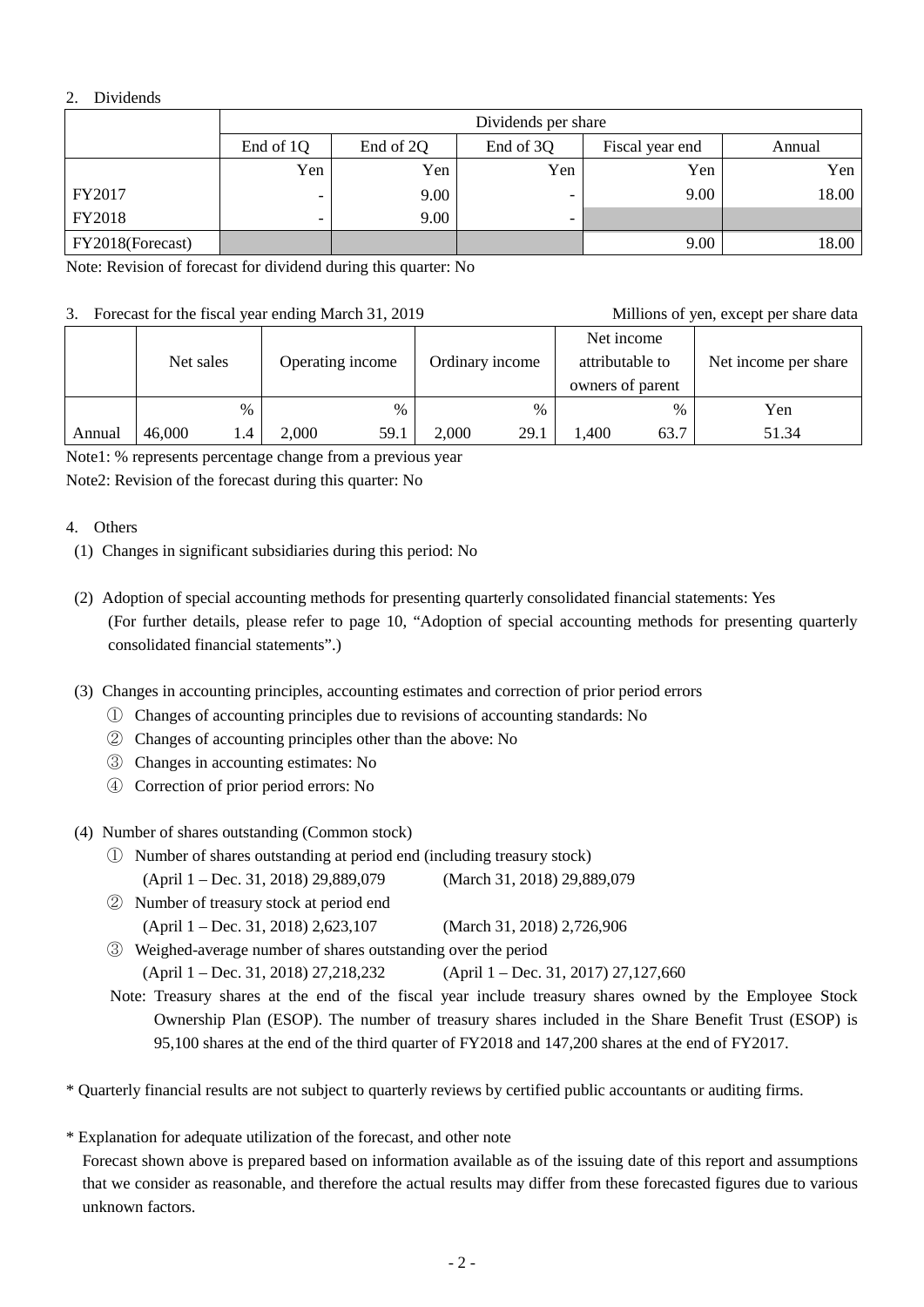## 2. Dividends

| | Dividends per share | | | | |
|---|---|---|---|---|---|
| | End of 1Q | End of 2Q | End of 3Q | Fiscal year end | Annual |
| | Yen | Yen | Yen | Yen | Yen |
| FY2017 | - | 9.00 | - | 9.00 | 18.00 |
| FY2018 | - | 9.00 | - | | |
| FY2018(Forecast) | | | | 9.00 | 18.00 |

Note: Revision of forecast for dividend during this quarter: No

## 3. Forecast for the fiscal year ending March 31, 2019

Millions of yen, except per share data

| | Net sales | | Operating income | | Ordinary income | | Net income attributable to owners of parent | | Net income per share |
|---|---|---|---|---|---|---|---|---|---|
| | | % | | % | | % | | % | Yen |
| Annual | 46,000 | 1.4 | 2,000 | 59.1 | 2,000 | 29.1 | 1,400 | 63.7 | 51.34 |

Note1: % represents percentage change from a previous year

Note2: Revision of the forecast during this quarter: No

## 4. Others

(1) Changes in significant subsidiaries during this period: No

(2) Adoption of special accounting methods for presenting quarterly consolidated financial statements: Yes
(For further details, please refer to page 10, "Adoption of special accounting methods for presenting quarterly consolidated financial statements".)

(3) Changes in accounting principles, accounting estimates and correction of prior period errors

① Changes of accounting principles due to revisions of accounting standards: No
② Changes of accounting principles other than the above: No
③ Changes in accounting estimates: No
④ Correction of prior period errors: No

(4) Number of shares outstanding (Common stock)

① Number of shares outstanding at period end (including treasury stock)
(April 1 – Dec. 31, 2018) 29,889,079 (March 31, 2018) 29,889,079

② Number of treasury stock at period end
(April 1 – Dec. 31, 2018) 2,623,107 (March 31, 2018) 2,726,906

③ Weighed-average number of shares outstanding over the period
(April 1 – Dec. 31, 2018) 27,218,232 (April 1 – Dec. 31, 2017) 27,127,660

Note: Treasury shares at the end of the fiscal year include treasury shares owned by the Employee Stock Ownership Plan (ESOP). The number of treasury shares included in the Share Benefit Trust (ESOP) is 95,100 shares at the end of the third quarter of FY2018 and 147,200 shares at the end of FY2017.

\* Quarterly financial results are not subject to quarterly reviews by certified public accountants or auditing firms.

\* Explanation for adequate utilization of the forecast, and other note

Forecast shown above is prepared based on information available as of the issuing date of this report and assumptions that we consider as reasonable, and therefore the actual results may differ from these forecasted figures due to various unknown factors.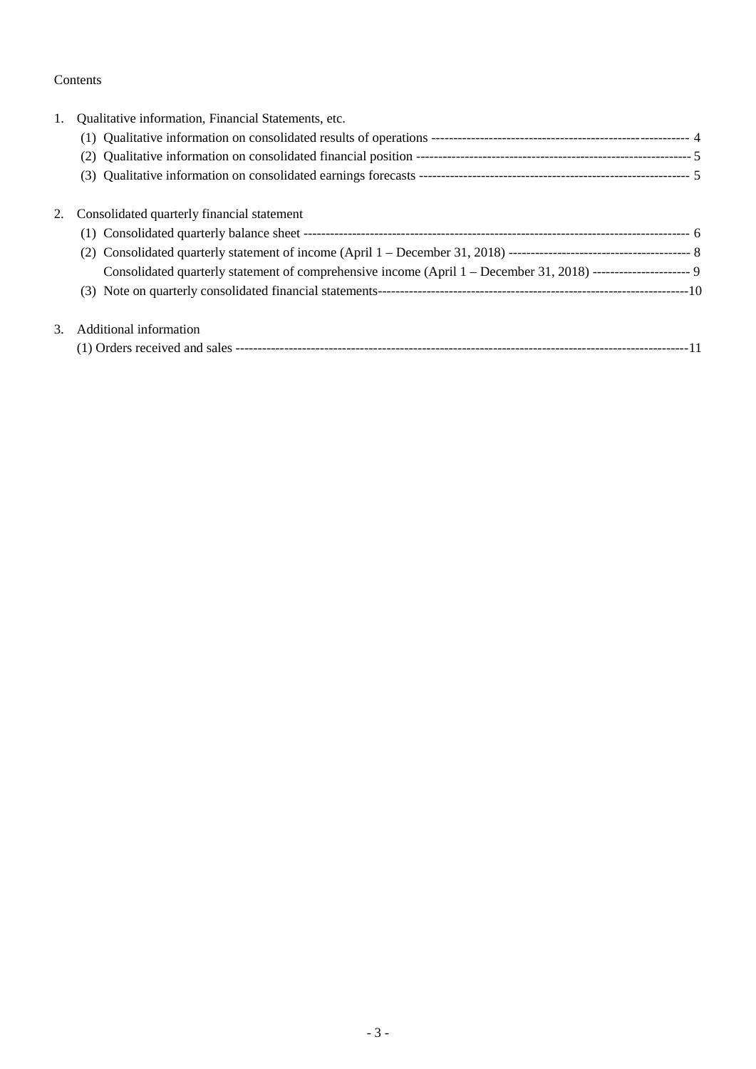Contents

1. Qualitative information, Financial Statements, etc.
   (1) Qualitative information on consolidated results of operations ---------------------------------------------------------- 4
   (2) Qualitative information on consolidated financial position -------------------------------------------------------------- 5
   (3) Qualitative information on consolidated earnings forecasts ------------------------------------------------------------- 5

2. Consolidated quarterly financial statement
   (1) Consolidated quarterly balance sheet ---------------------------------------------------------------------------------------- 6
   (2) Consolidated quarterly statement of income (April 1 – December 31, 2018) ----------------------------------------- 8
   Consolidated quarterly statement of comprehensive income (April 1 – December 31, 2018) ---------------------- 9
   (3) Note on quarterly consolidated financial statements---------------------------------------------------------------------10

3. Additional information
   (1) Orders received and sales ---------------------------------------------------------------------------------------------------11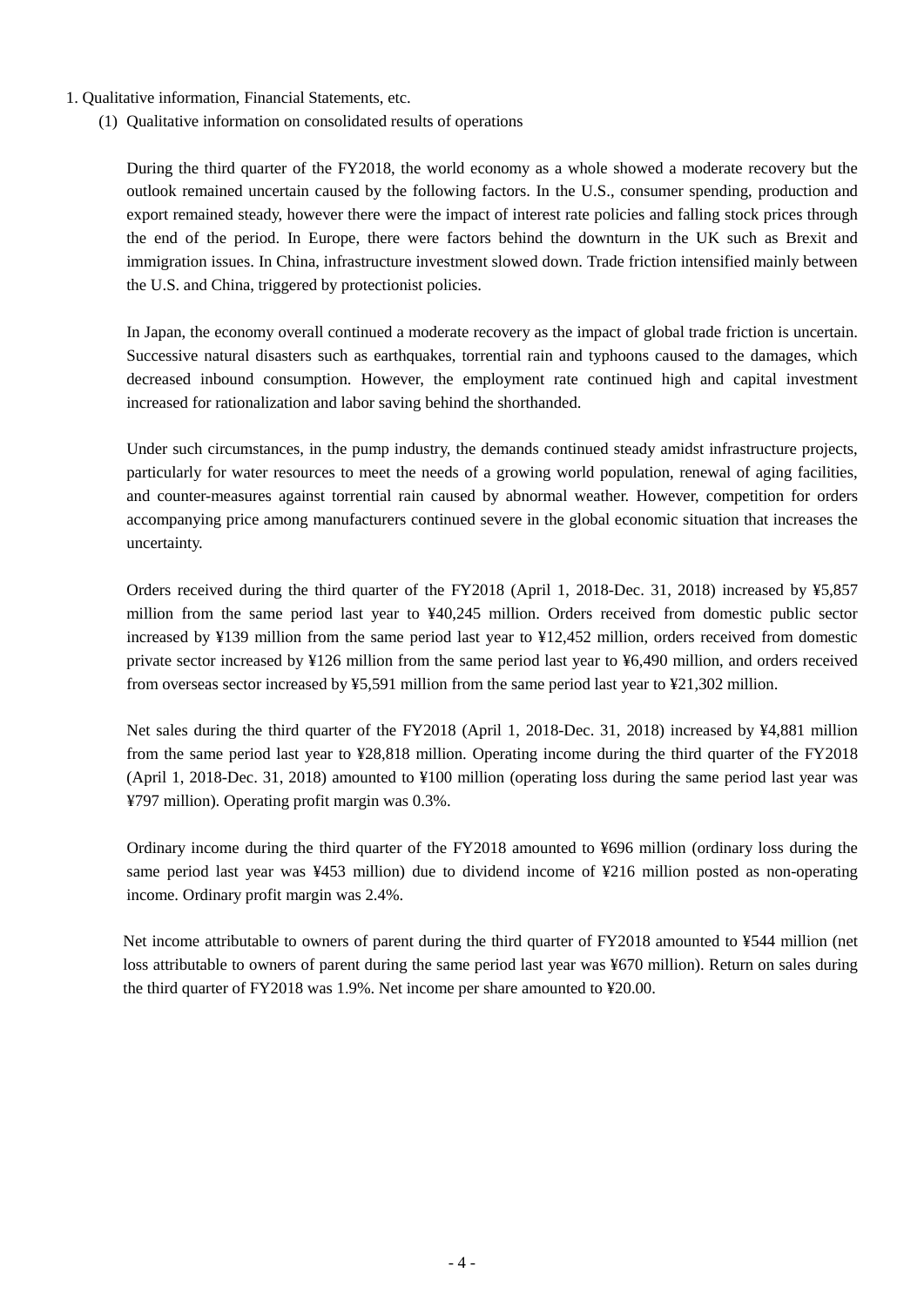## 1. Qualitative information, Financial Statements, etc.

### (1) Qualitative information on consolidated results of operations

During the third quarter of the FY2018, the world economy as a whole showed a moderate recovery but the outlook remained uncertain caused by the following factors. In the U.S., consumer spending, production and export remained steady, however there were the impact of interest rate policies and falling stock prices through the end of the period. In Europe, there were factors behind the downturn in the UK such as Brexit and immigration issues. In China, infrastructure investment slowed down. Trade friction intensified mainly between the U.S. and China, triggered by protectionist policies.

In Japan, the economy overall continued a moderate recovery as the impact of global trade friction is uncertain. Successive natural disasters such as earthquakes, torrential rain and typhoons caused to the damages, which decreased inbound consumption. However, the employment rate continued high and capital investment increased for rationalization and labor saving behind the shorthanded.

Under such circumstances, in the pump industry, the demands continued steady amidst infrastructure projects, particularly for water resources to meet the needs of a growing world population, renewal of aging facilities, and counter-measures against torrential rain caused by abnormal weather. However, competition for orders accompanying price among manufacturers continued severe in the global economic situation that increases the uncertainty.

Orders received during the third quarter of the FY2018 (April 1, 2018-Dec. 31, 2018) increased by ¥5,857 million from the same period last year to ¥40,245 million. Orders received from domestic public sector increased by ¥139 million from the same period last year to ¥12,452 million, orders received from domestic private sector increased by ¥126 million from the same period last year to ¥6,490 million, and orders received from overseas sector increased by ¥5,591 million from the same period last year to ¥21,302 million.

Net sales during the third quarter of the FY2018 (April 1, 2018-Dec. 31, 2018) increased by ¥4,881 million from the same period last year to ¥28,818 million. Operating income during the third quarter of the FY2018 (April 1, 2018-Dec. 31, 2018) amounted to ¥100 million (operating loss during the same period last year was ¥797 million). Operating profit margin was 0.3%.

Ordinary income during the third quarter of the FY2018 amounted to ¥696 million (ordinary loss during the same period last year was ¥453 million) due to dividend income of ¥216 million posted as non-operating income. Ordinary profit margin was 2.4%.

Net income attributable to owners of parent during the third quarter of FY2018 amounted to ¥544 million (net loss attributable to owners of parent during the same period last year was ¥670 million). Return on sales during the third quarter of FY2018 was 1.9%. Net income per share amounted to ¥20.00.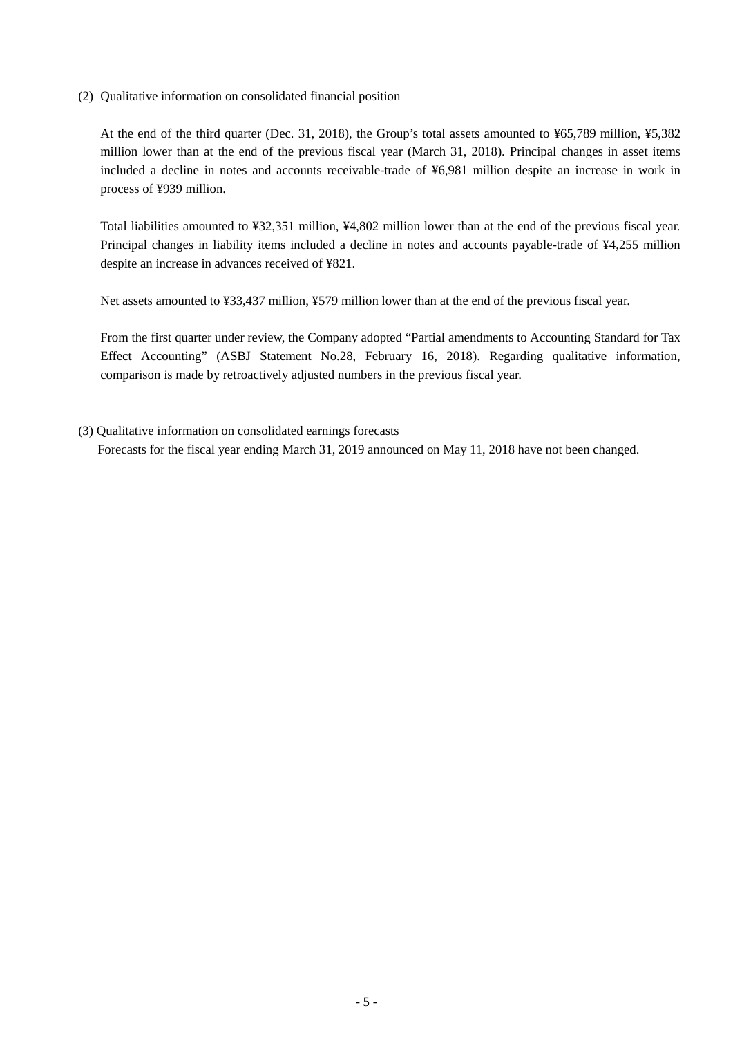(2) Qualitative information on consolidated financial position

At the end of the third quarter (Dec. 31, 2018), the Group's total assets amounted to ¥65,789 million, ¥5,382 million lower than at the end of the previous fiscal year (March 31, 2018). Principal changes in asset items included a decline in notes and accounts receivable-trade of ¥6,981 million despite an increase in work in process of ¥939 million.

Total liabilities amounted to ¥32,351 million, ¥4,802 million lower than at the end of the previous fiscal year. Principal changes in liability items included a decline in notes and accounts payable-trade of ¥4,255 million despite an increase in advances received of ¥821.

Net assets amounted to ¥33,437 million, ¥579 million lower than at the end of the previous fiscal year.

From the first quarter under review, the Company adopted "Partial amendments to Accounting Standard for Tax Effect Accounting" (ASBJ Statement No.28, February 16, 2018). Regarding qualitative information, comparison is made by retroactively adjusted numbers in the previous fiscal year.

(3) Qualitative information on consolidated earnings forecasts

Forecasts for the fiscal year ending March 31, 2019 announced on May 11, 2018 have not been changed.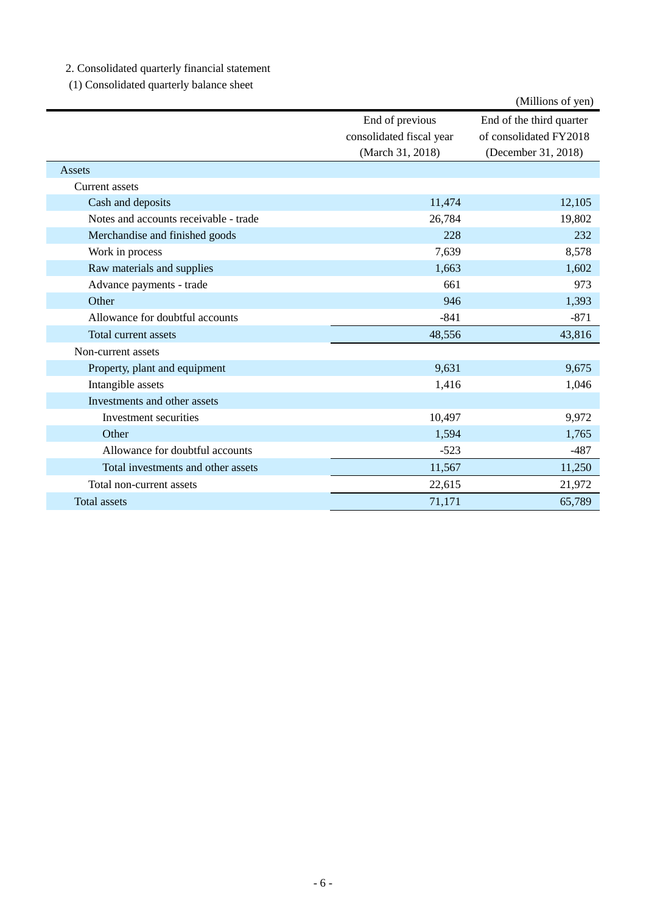2. Consolidated quarterly financial statement

(1) Consolidated quarterly balance sheet

(Millions of yen)

| | End of previous consolidated fiscal year (March 31, 2018) | End of the third quarter of consolidated FY2018 (December 31, 2018) |
|---|---|---|
| Assets | | |
| Current assets | | |
| Cash and deposits | 11,474 | 12,105 |
| Notes and accounts receivable - trade | 26,784 | 19,802 |
| Merchandise and finished goods | 228 | 232 |
| Work in process | 7,639 | 8,578 |
| Raw materials and supplies | 1,663 | 1,602 |
| Advance payments - trade | 661 | 973 |
| Other | 946 | 1,393 |
| Allowance for doubtful accounts | -841 | -871 |
| Total current assets | 48,556 | 43,816 |
| Non-current assets | | |
| Property, plant and equipment | 9,631 | 9,675 |
| Intangible assets | 1,416 | 1,046 |
| Investments and other assets | | |
| Investment securities | 10,497 | 9,972 |
| Other | 1,594 | 1,765 |
| Allowance for doubtful accounts | -523 | -487 |
| Total investments and other assets | 11,567 | 11,250 |
| Total non-current assets | 22,615 | 21,972 |
| Total assets | 71,171 | 65,789 |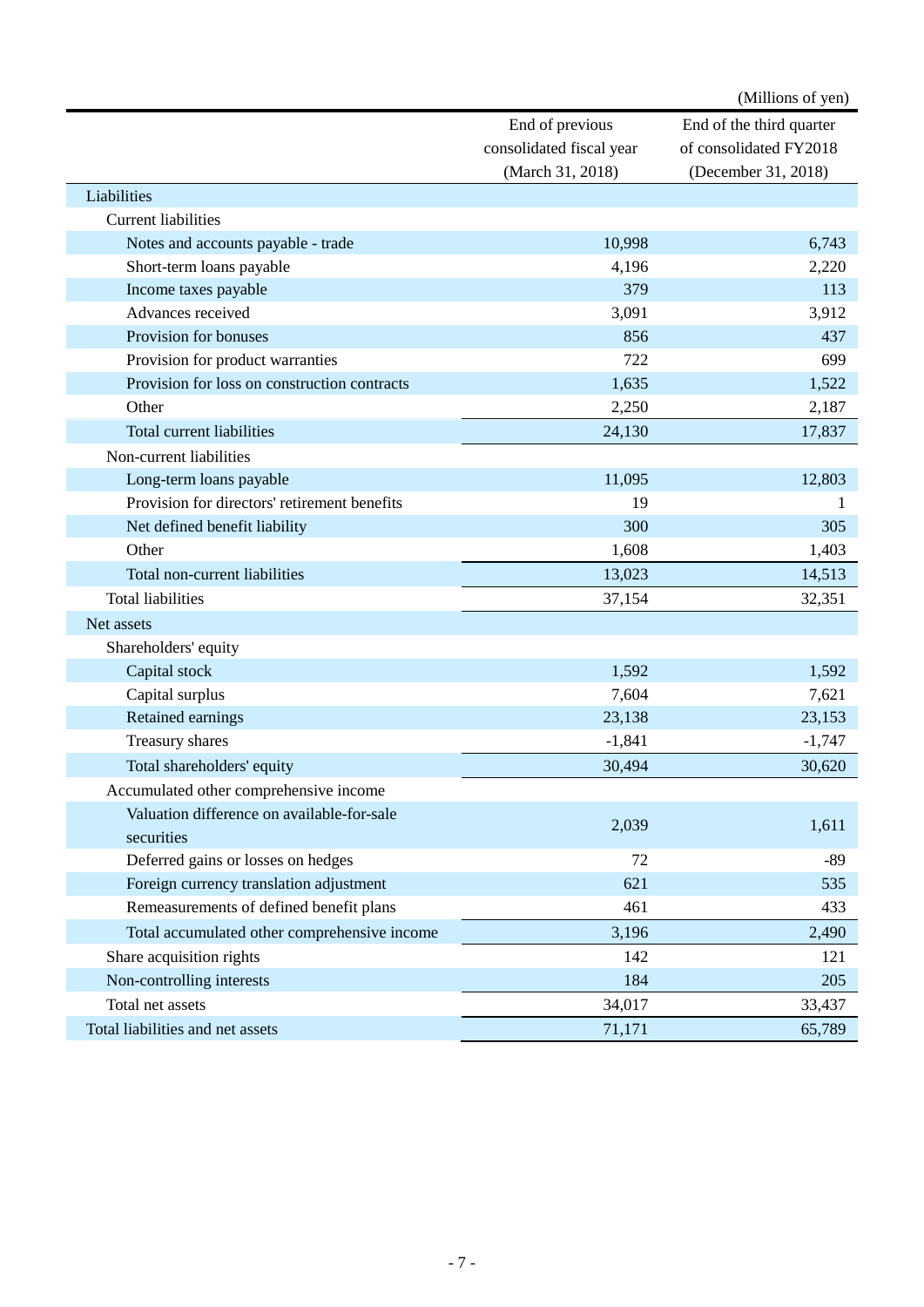(Millions of yen)

| | End of previous consolidated fiscal year (March 31, 2018) | End of the third quarter of consolidated FY2018 (December 31, 2018) |
|---|---|---|
| Liabilities | | |
| Current liabilities | | |
| Notes and accounts payable - trade | 10,998 | 6,743 |
| Short-term loans payable | 4,196 | 2,220 |
| Income taxes payable | 379 | 113 |
| Advances received | 3,091 | 3,912 |
| Provision for bonuses | 856 | 437 |
| Provision for product warranties | 722 | 699 |
| Provision for loss on construction contracts | 1,635 | 1,522 |
| Other | 2,250 | 2,187 |
| Total current liabilities | 24,130 | 17,837 |
| Non-current liabilities | | |
| Long-term loans payable | 11,095 | 12,803 |
| Provision for directors' retirement benefits | 19 | 1 |
| Net defined benefit liability | 300 | 305 |
| Other | 1,608 | 1,403 |
| Total non-current liabilities | 13,023 | 14,513 |
| Total liabilities | 37,154 | 32,351 |
| Net assets | | |
| Shareholders' equity | | |
| Capital stock | 1,592 | 1,592 |
| Capital surplus | 7,604 | 7,621 |
| Retained earnings | 23,138 | 23,153 |
| Treasury shares | -1,841 | -1,747 |
| Total shareholders' equity | 30,494 | 30,620 |
| Accumulated other comprehensive income | | |
| Valuation difference on available-for-sale securities | 2,039 | 1,611 |
| Deferred gains or losses on hedges | 72 | -89 |
| Foreign currency translation adjustment | 621 | 535 |
| Remeasurements of defined benefit plans | 461 | 433 |
| Total accumulated other comprehensive income | 3,196 | 2,490 |
| Share acquisition rights | 142 | 121 |
| Non-controlling interests | 184 | 205 |
| Total net assets | 34,017 | 33,437 |
| Total liabilities and net assets | 71,171 | 65,789 |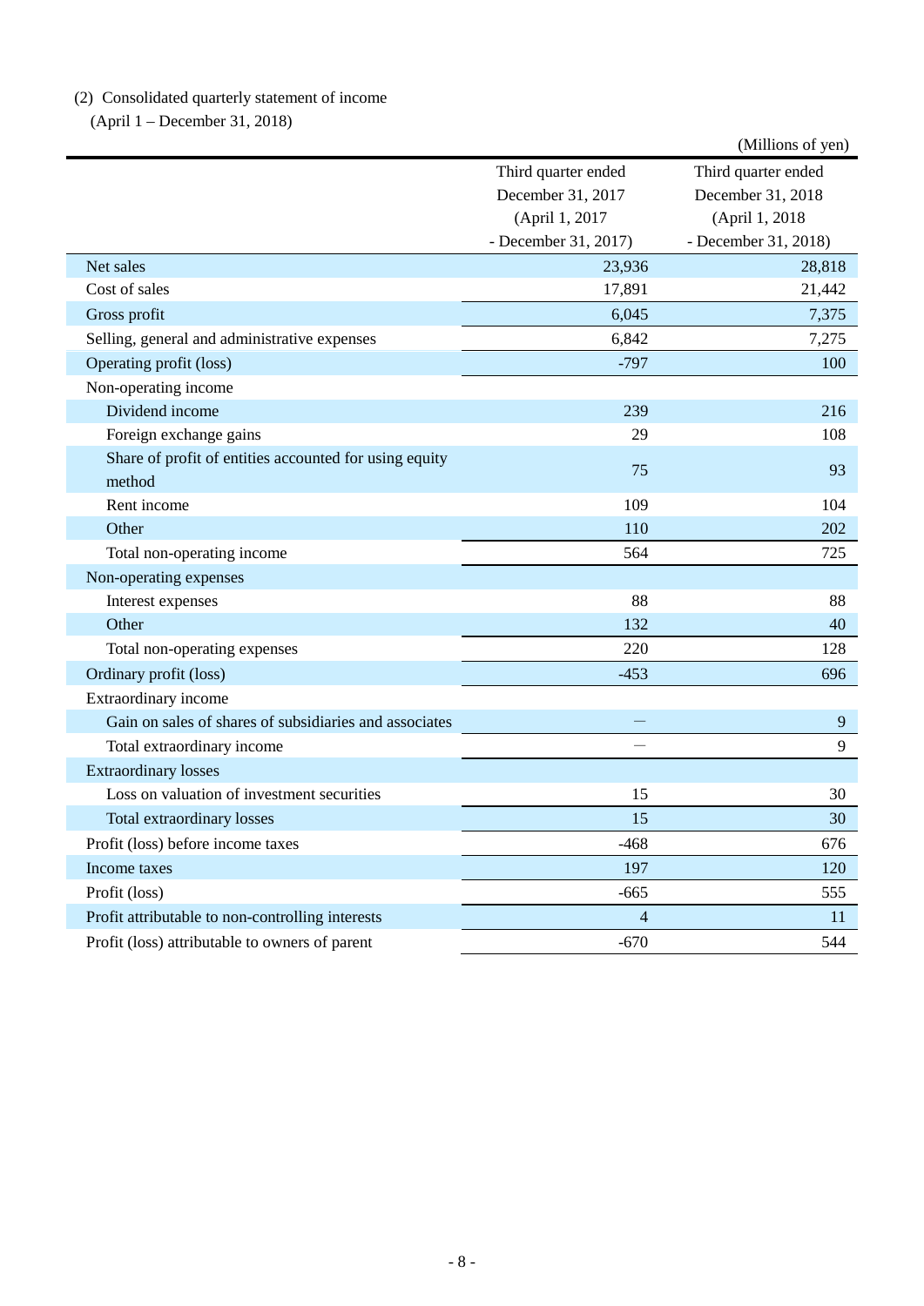(2) Consolidated quarterly statement of income

(April 1 – December 31, 2018)

(Millions of yen)

| | Third quarter ended December 31, 2017 (April 1, 2017 - December 31, 2017) | Third quarter ended December 31, 2018 (April 1, 2018 - December 31, 2018) |
|---|---|---|
| Net sales | 23,936 | 28,818 |
| Cost of sales | 17,891 | 21,442 |
| Gross profit | 6,045 | 7,375 |
| Selling, general and administrative expenses | 6,842 | 7,275 |
| Operating profit (loss) | -797 | 100 |
| Non-operating income | | |
| Dividend income | 239 | 216 |
| Foreign exchange gains | 29 | 108 |
| Share of profit of entities accounted for using equity method | 75 | 93 |
| Rent income | 109 | 104 |
| Other | 110 | 202 |
| Total non-operating income | 564 | 725 |
| Non-operating expenses | | |
| Interest expenses | 88 | 88 |
| Other | 132 | 40 |
| Total non-operating expenses | 220 | 128 |
| Ordinary profit (loss) | -453 | 696 |
| Extraordinary income | | |
| Gain on sales of shares of subsidiaries and associates | — | 9 |
| Total extraordinary income | — | 9 |
| Extraordinary losses | | |
| Loss on valuation of investment securities | 15 | 30 |
| Total extraordinary losses | 15 | 30 |
| Profit (loss) before income taxes | -468 | 676 |
| Income taxes | 197 | 120 |
| Profit (loss) | -665 | 555 |
| Profit attributable to non-controlling interests | 4 | 11 |
| Profit (loss) attributable to owners of parent | -670 | 544 |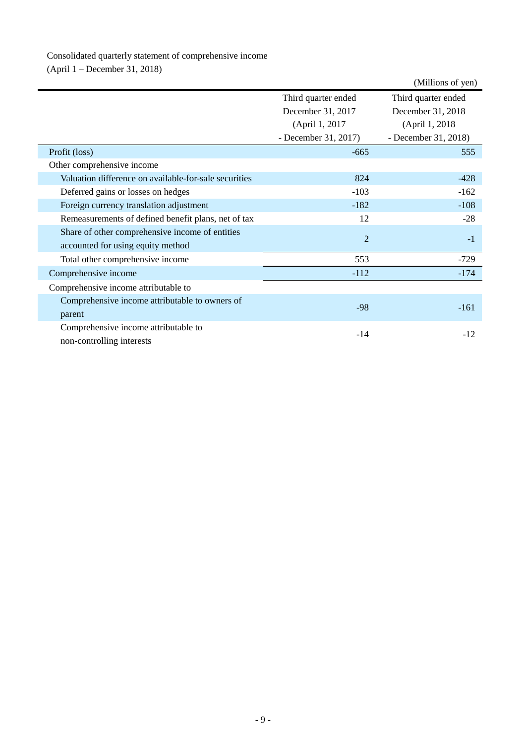Consolidated quarterly statement of comprehensive income
(April 1 – December 31, 2018)

(Millions of yen)

| | Third quarter ended December 31, 2017 (April 1, 2017 - December 31, 2017) | Third quarter ended December 31, 2018 (April 1, 2018 - December 31, 2018) |
|---|---|---|
| Profit (loss) | -665 | 555 |
| Other comprehensive income | | |
| Valuation difference on available-for-sale securities | 824 | -428 |
| Deferred gains or losses on hedges | -103 | -162 |
| Foreign currency translation adjustment | -182 | -108 |
| Remeasurements of defined benefit plans, net of tax | 12 | -28 |
| Share of other comprehensive income of entities accounted for using equity method | 2 | -1 |
| Total other comprehensive income | 553 | -729 |
| Comprehensive income | -112 | -174 |
| Comprehensive income attributable to | | |
| Comprehensive income attributable to owners of parent | -98 | -161 |
| Comprehensive income attributable to non-controlling interests | -14 | -12 |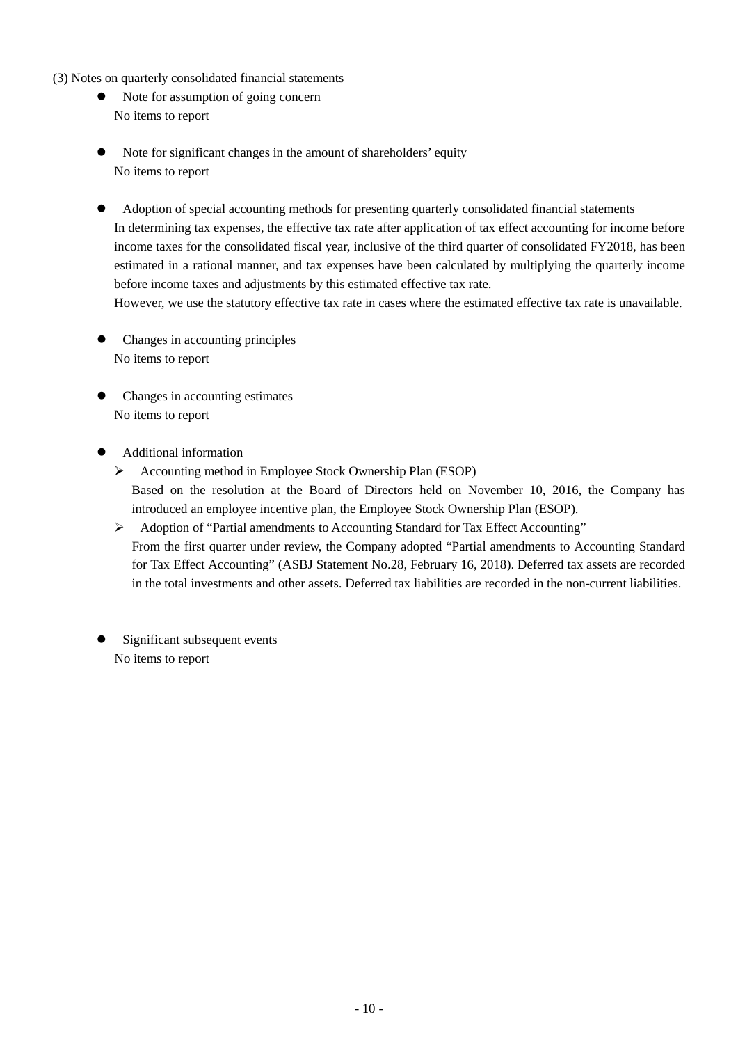(3) Notes on quarterly consolidated financial statements

- Note for assumption of going concern
  No items to report

- Note for significant changes in the amount of shareholders' equity
  No items to report

- Adoption of special accounting methods for presenting quarterly consolidated financial statements
  In determining tax expenses, the effective tax rate after application of tax effect accounting for income before income taxes for the consolidated fiscal year, inclusive of the third quarter of consolidated FY2018, has been estimated in a rational manner, and tax expenses have been calculated by multiplying the quarterly income before income taxes and adjustments by this estimated effective tax rate.
  However, we use the statutory effective tax rate in cases where the estimated effective tax rate is unavailable.

- Changes in accounting principles
  No items to report

- Changes in accounting estimates
  No items to report

- Additional information
  - Accounting method in Employee Stock Ownership Plan (ESOP)
    Based on the resolution at the Board of Directors held on November 10, 2016, the Company has introduced an employee incentive plan, the Employee Stock Ownership Plan (ESOP).
  - Adoption of "Partial amendments to Accounting Standard for Tax Effect Accounting"
    From the first quarter under review, the Company adopted "Partial amendments to Accounting Standard for Tax Effect Accounting" (ASBJ Statement No.28, February 16, 2018). Deferred tax assets are recorded in the total investments and other assets. Deferred tax liabilities are recorded in the non-current liabilities.

- Significant subsequent events
  No items to report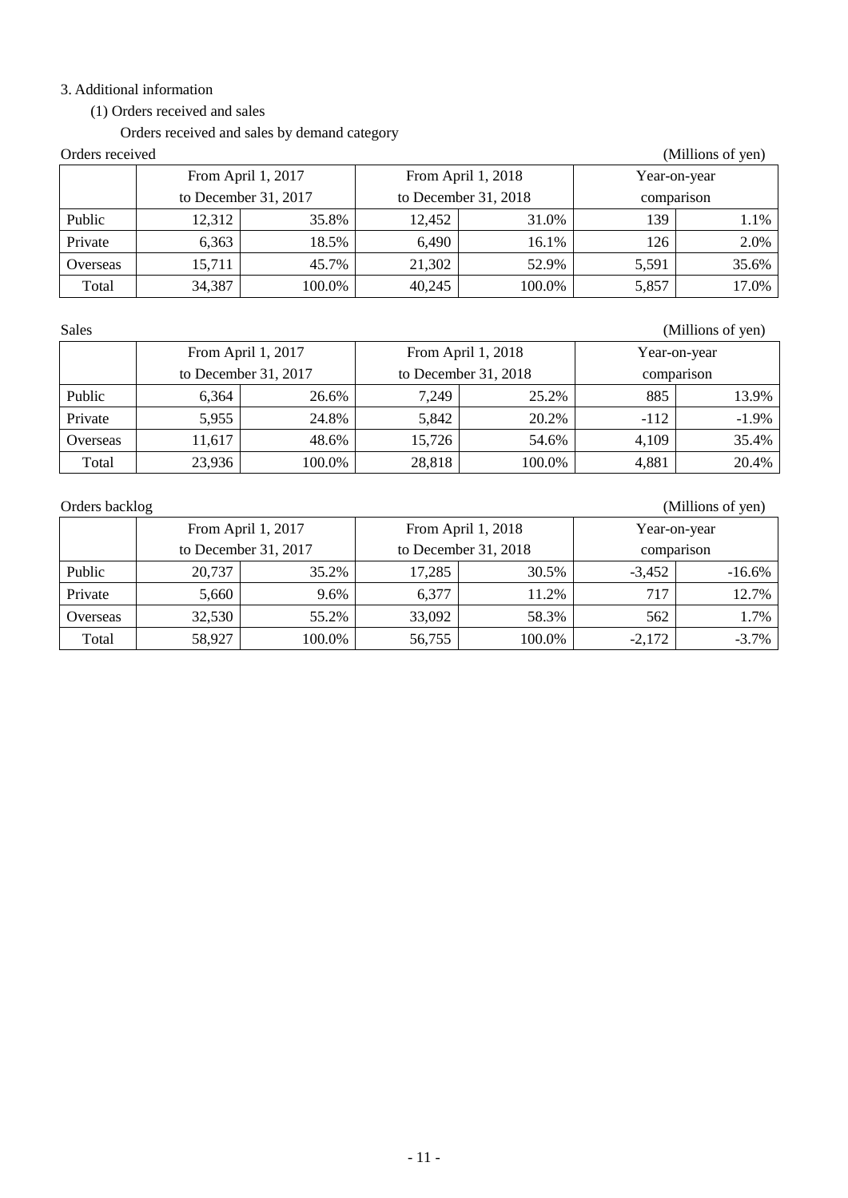3. Additional information

(1) Orders received and sales

Orders received and sales by demand category

Orders received (Millions of yen)

| | From April 1, 2017 to December 31, 2017 | | From April 1, 2018 to December 31, 2018 | | Year-on-year comparison | |
|---|---|---|---|---|---|---|
| Public | 12,312 | 35.8% | 12,452 | 31.0% | 139 | 1.1% |
| Private | 6,363 | 18.5% | 6,490 | 16.1% | 126 | 2.0% |
| Overseas | 15,711 | 45.7% | 21,302 | 52.9% | 5,591 | 35.6% |
| Total | 34,387 | 100.0% | 40,245 | 100.0% | 5,857 | 17.0% |

Sales (Millions of yen)

| | From April 1, 2017 to December 31, 2017 | | From April 1, 2018 to December 31, 2018 | | Year-on-year comparison | |
|---|---|---|---|---|---|---|
| Public | 6,364 | 26.6% | 7,249 | 25.2% | 885 | 13.9% |
| Private | 5,955 | 24.8% | 5,842 | 20.2% | -112 | -1.9% |
| Overseas | 11,617 | 48.6% | 15,726 | 54.6% | 4,109 | 35.4% |
| Total | 23,936 | 100.0% | 28,818 | 100.0% | 4,881 | 20.4% |

Orders backlog (Millions of yen)

| | From April 1, 2017 to December 31, 2017 | | From April 1, 2018 to December 31, 2018 | | Year-on-year comparison | |
|---|---|---|---|---|---|---|
| Public | 20,737 | 35.2% | 17,285 | 30.5% | -3,452 | -16.6% |
| Private | 5,660 | 9.6% | 6,377 | 11.2% | 717 | 12.7% |
| Overseas | 32,530 | 55.2% | 33,092 | 58.3% | 562 | 1.7% |
| Total | 58,927 | 100.0% | 56,755 | 100.0% | -2,172 | -3.7% |